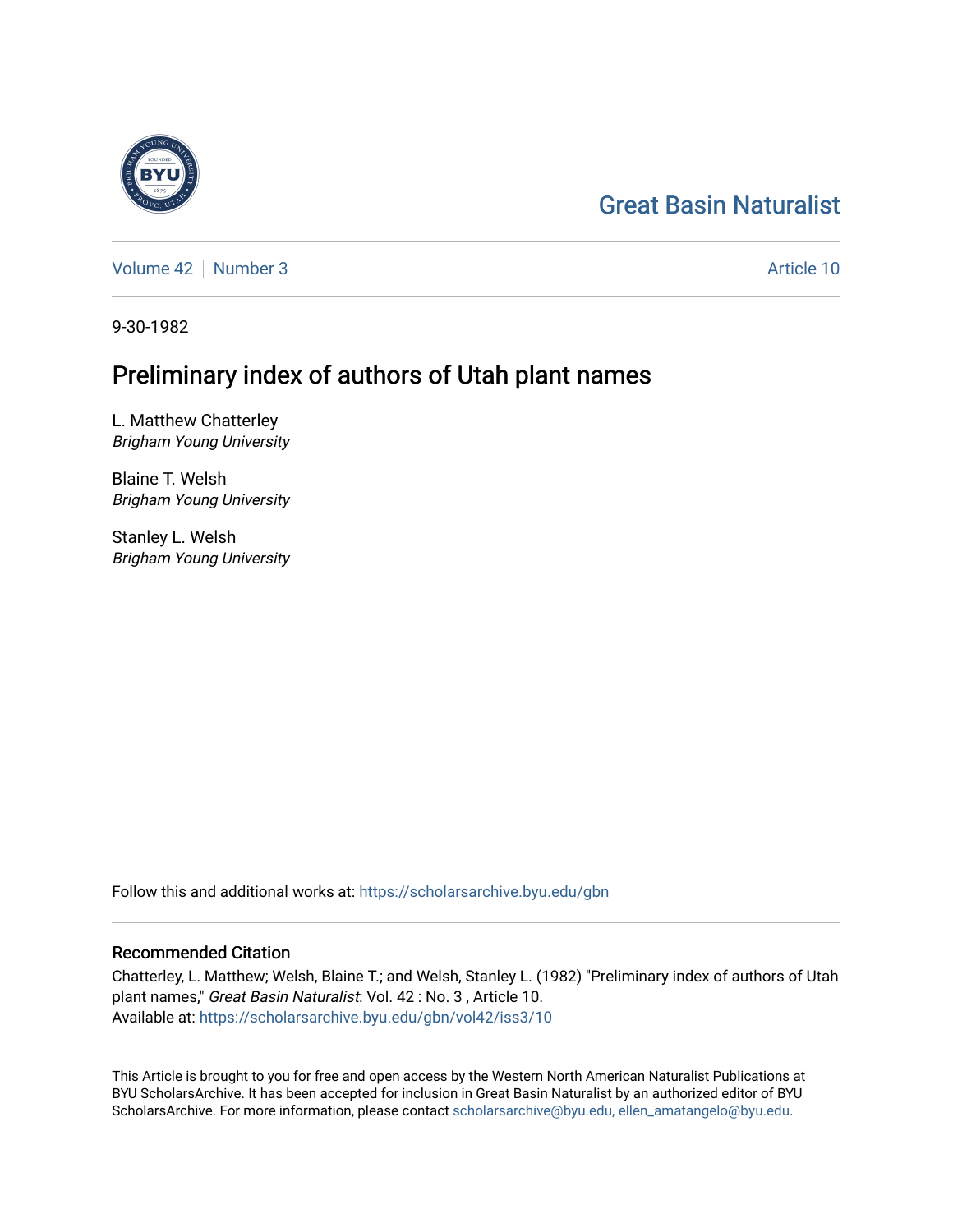# Great Basin Naturalist

Volume 42 | Number 3

Article 10

9-30-1982

## Preliminary index of authors of Utah plant names

L. Matthew Chatterley
*Brigham Young University*

Blaine T. Welsh
*Brigham Young University*

Stanley L. Welsh
*Brigham Young University*

Follow this and additional works at: https://scholarsarchive.byu.edu/gbn

### Recommended Citation

Chatterley, L. Matthew; Welsh, Blaine T.; and Welsh, Stanley L. (1982) "Preliminary index of authors of Utah plant names," *Great Basin Naturalist*: Vol. 42 : No. 3 , Article 10.
Available at: https://scholarsarchive.byu.edu/gbn/vol42/iss3/10

This Article is brought to you for free and open access by the Western North American Naturalist Publications at BYU ScholarsArchive. It has been accepted for inclusion in Great Basin Naturalist by an authorized editor of BYU ScholarsArchive. For more information, please contact scholarsarchive@byu.edu, ellen_amatangelo@byu.edu.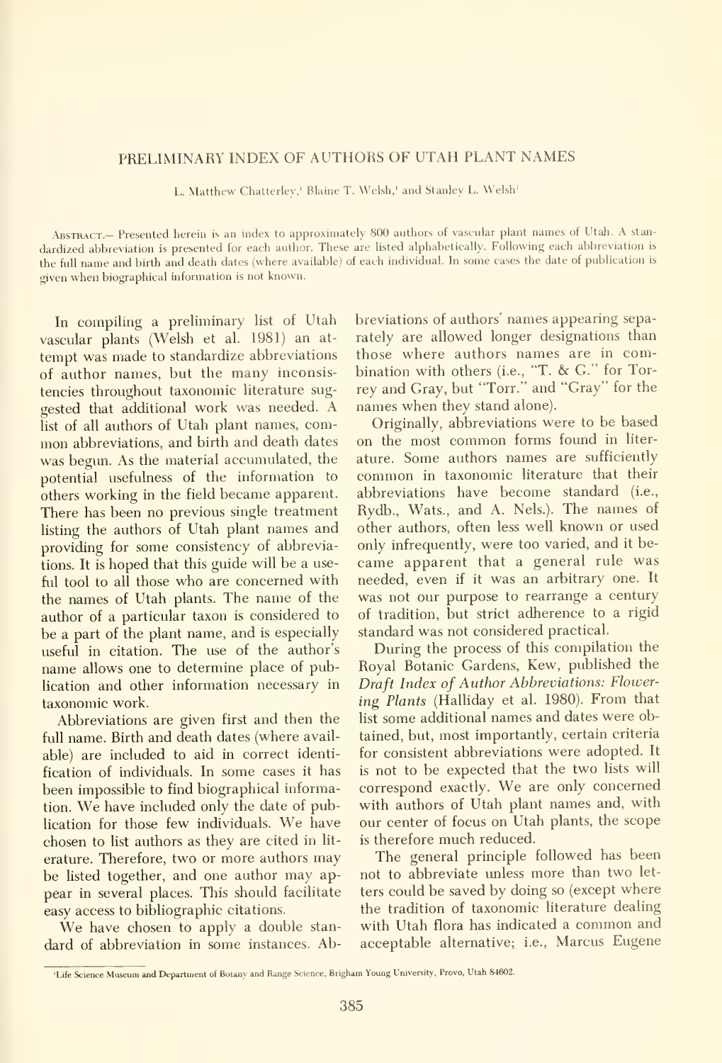# PRELIMINARY INDEX OF AUTHORS OF UTAH PLANT NAMES

L. Matthew Chatterley,[1] Blaine T. Welsh,[1] and Stanley L. Welsh[1]

Abstract.— Presented herein is an index to approximately 800 authors of vascular plant names of Utah. A standardized abbreviation is presented for each author. These are listed alphabetically. Following each abbreviation is the full name and birth and death dates (where available) of each individual. In some cases the date of publication is given when biographical information is not known.

In compiling a preliminary list of Utah vascular plants (Welsh et al. 1981) an attempt was made to standardize abbreviations of author names, but the many inconsistencies throughout taxonomic literature suggested that additional work was needed. A list of all authors of Utah plant names, common abbreviations, and birth and death dates was begun. As the material accumulated, the potential usefulness of the information to others working in the field became apparent. There has been no previous single treatment listing the authors of Utah plant names and providing for some consistency of abbreviations. It is hoped that this guide will be a useful tool to all those who are concerned with the names of Utah plants. The name of the author of a particular taxon is considered to be a part of the plant name, and is especially useful in citation. The use of the author's name allows one to determine place of publication and other information necessary in taxonomic work.

Abbreviations are given first and then the full name. Birth and death dates (where available) are included to aid in correct identification of individuals. In some cases it has been impossible to find biographical information. We have included only the date of publication for those few individuals. We have chosen to list authors as they are cited in literature. Therefore, two or more authors may be listed together, and one author may appear in several places. This should facilitate easy access to bibliographic citations.

We have chosen to apply a double standard of abbreviation in some instances. Abbreviations of authors' names appearing separately are allowed longer designations than those where authors names are in combination with others (i.e., "T. & G." for Torrey and Gray, but "Torr." and "Gray" for the names when they stand alone).

Originally, abbreviations were to be based on the most common forms found in literature. Some authors names are sufficiently common in taxonomic literature that their abbreviations have become standard (i.e., Rydb., Wats., and A. Nels.). The names of other authors, often less well known or used only infrequently, were too varied, and it became apparent that a general rule was needed, even if it was an arbitrary one. It was not our purpose to rearrange a century of tradition, but strict adherence to a rigid standard was not considered practical.

During the process of this compilation the Royal Botanic Gardens, Kew, published the *Draft Index of Author Abbreviations: Flowering Plants* (Halliday et al. 1980). From that list some additional names and dates were obtained, but, most importantly, certain criteria for consistent abbreviations were adopted. It is not to be expected that the two lists will correspond exactly. We are only concerned with authors of Utah plant names and, with our center of focus on Utah plants, the scope is therefore much reduced.

The general principle followed has been not to abbreviate unless more than two letters could be saved by doing so (except where the tradition of taxonomic literature dealing with Utah flora has indicated a common and acceptable alternative; i.e., Marcus Eugene

[1]Life Science Museum and Department of Botany and Range Science, Brigham Young University, Provo, Utah 84602.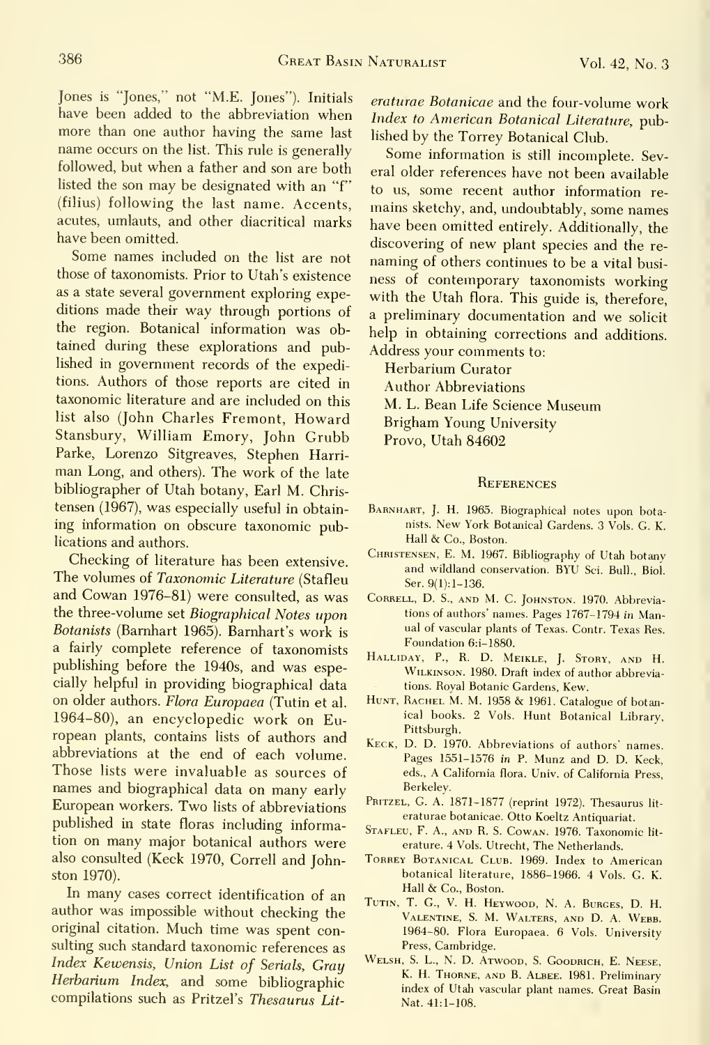Jones is "Jones," not "M.E. Jones"). Initials have been added to the abbreviation when more than one author having the same last name occurs on the list. This rule is generally followed, but when a father and son are both listed the son may be designated with an "f" (filius) following the last name. Accents, acutes, umlauts, and other diacritical marks have been omitted.

Some names included on the list are not those of taxonomists. Prior to Utah's existence as a state several government exploring expeditions made their way through portions of the region. Botanical information was obtained during these explorations and published in government records of the expeditions. Authors of those reports are cited in taxonomic literature and are included on this list also (John Charles Fremont, Howard Stansbury, William Emory, John Grubb Parke, Lorenzo Sitgreaves, Stephen Harriman Long, and others). The work of the late bibliographer of Utah botany, Earl M. Christensen (1967), was especially useful in obtaining information on obscure taxonomic publications and authors.

Checking of literature has been extensive. The volumes of *Taxonomic Literature* (Stafleu and Cowan 1976–81) were consulted, as was the three-volume set *Biographical Notes upon Botanists* (Barnhart 1965). Barnhart's work is a fairly complete reference of taxonomists publishing before the 1940s, and was especially helpful in providing biographical data on older authors. *Flora Europaea* (Tutin et al. 1964–80), an encyclopedic work on European plants, contains lists of authors and abbreviations at the end of each volume. Those lists were invaluable as sources of names and biographical data on many early European workers. Two lists of abbreviations published in state floras including information on many major botanical authors were also consulted (Keck 1970, Correll and Johnston 1970).

In many cases correct identification of an author was impossible without checking the original citation. Much time was spent consulting such standard taxonomic references as *Index Kewensis, Union List of Serials, Gray Herbarium Index,* and some bibliographic compilations such as Pritzel's *Thesaurus Literaturae Botanicae* and the four-volume work *Index to American Botanical Literature,* published by the Torrey Botanical Club.

Some information is still incomplete. Several older references have not been available to us, some recent author information remains sketchy, and, undoubtably, some names have been omitted entirely. Additionally, the discovering of new plant species and the renaming of others continues to be a vital business of contemporary taxonomists working with the Utah flora. This guide is, therefore, a preliminary documentation and we solicit help in obtaining corrections and additions. Address your comments to:

Herbarium Curator
Author Abbreviations
M. L. Bean Life Science Museum
Brigham Young University
Provo, Utah 84602

## References

Barnhart, J. H. 1965. Biographical notes upon botanists. New York Botanical Gardens. 3 Vols. G. K. Hall & Co., Boston.

Christensen, E. M. 1967. Bibliography of Utah botany and wildland conservation. BYU Sci. Bull., Biol. Ser. 9(1):1–136.

Correll, D. S., and M. C. Johnston. 1970. Abbreviations of authors' names. Pages 1767–1794 *in* Manual of vascular plants of Texas. Contr. Texas Res. Foundation 6:i–1880.

Halliday, P., R. D. Meikle, J. Story, and H. Wilkinson. 1980. Draft index of author abbreviations. Royal Botanic Gardens, Kew.

Hunt, Rachel M. M. 1958 & 1961. Catalogue of botanical books. 2 Vols. Hunt Botanical Library, Pittsburgh.

Keck, D. D. 1970. Abbreviations of authors' names. Pages 1551–1576 *in* P. Munz and D. D. Keck, eds., A California flora. Univ. of California Press, Berkeley.

Pritzel, G. A. 1871–1877 (reprint 1972). Thesaurus literaturae botanicae. Otto Koeltz Antiquariat.

Stafleu, F. A., and R. S. Cowan. 1976. Taxonomic literature. 4 Vols. Utrecht, The Netherlands.

Torrey Botanical Club. 1969. Index to American botanical literature, 1886–1966. 4 Vols. G. K. Hall & Co., Boston.

Tutin, T. G., V. H. Heywood, N. A. Burges, D. H. Valentine, S. M. Walters, and D. A. Webb. 1964–80. Flora Europaea. 6 Vols. University Press, Cambridge.

Welsh, S. L., N. D. Atwood, S. Goodrich, E. Neese, K. H. Thorne, and B. Albee. 1981. Preliminary index of Utah vascular plant names. Great Basin Nat. 41:1–108.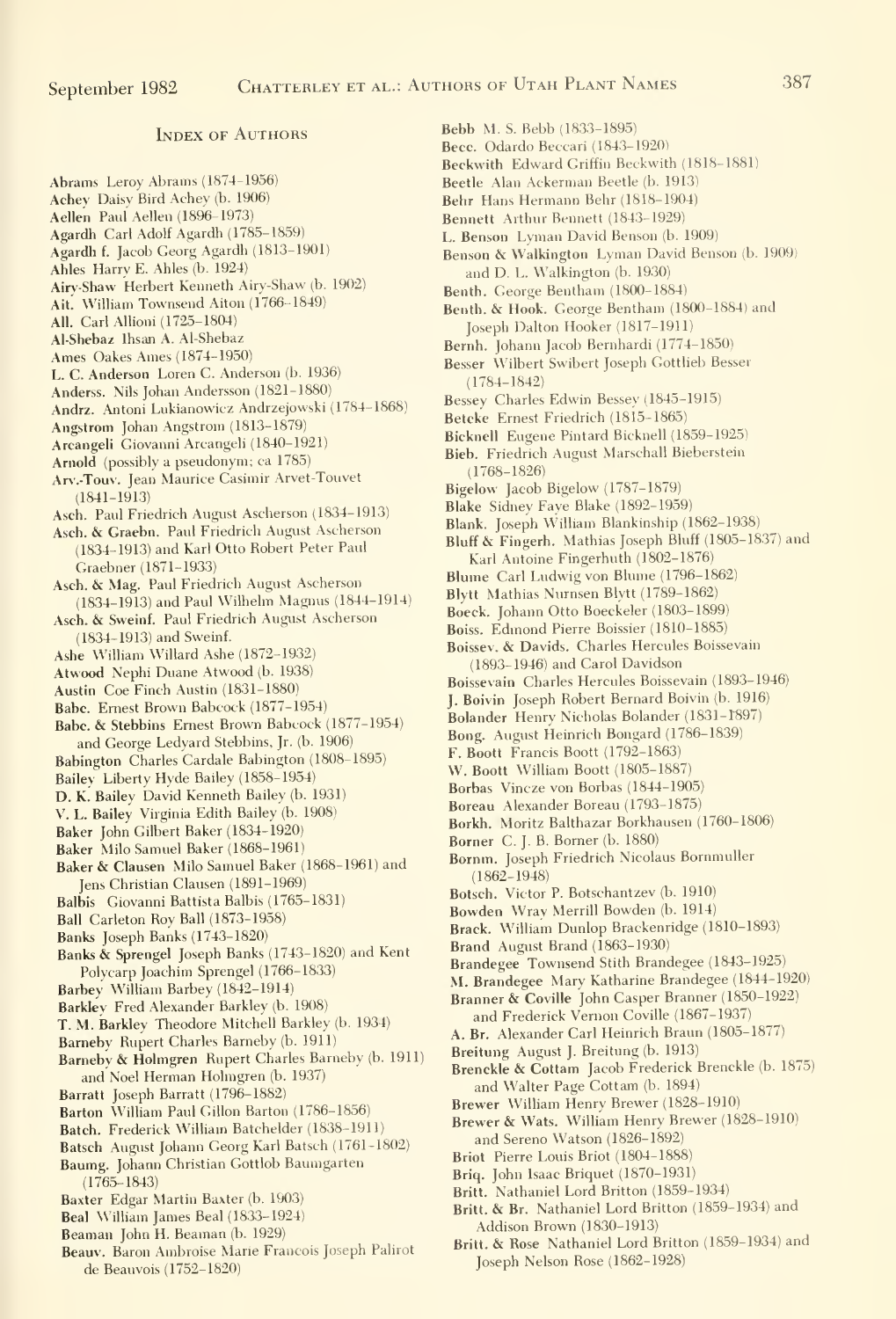## Index of Authors

**Abrams** Leroy Abrams (1874–1956)
**Achey** Daisy Bird Achey (b. 1906)
**Aellen** Paul Aellen (1896–1973)
**Agardh** Carl Adolf Agardh (1785–1859)
**Agardh f.** Jacob Georg Agardh (1813–1901)
**Ahles** Harry E. Ahles (b. 1924)
**Airy-Shaw** Herbert Kenneth Airy-Shaw (b. 1902)
**Ait.** William Townsend Aiton (1766–1849)
**All.** Carl Allioni (1725–1804)
**Al-Shebaz** Ihsan A. Al-Shebaz
**Ames** Oakes Ames (1874–1950)
**L. C. Anderson** Loren C. Anderson (b. 1936)
**Anderss.** Nils Johan Andersson (1821–1880)
**Andrz.** Antoni Lukianowicz Andrzejowski (1784–1868)
**Angstrom** Johan Angstrom (1813–1879)
**Arcangeli** Giovanni Arcangeli (1840–1921)
**Arnold** (possibly a pseudonym; ca 1785)
**Arv.-Touv.** Jean Maurice Casimir Arvet-Touvet (1841–1913)
**Asch.** Paul Friedrich August Ascherson (1834–1913)
**Asch. & Graebn.** Paul Friedrich August Ascherson (1834–1913) and Karl Otto Robert Peter Paul Graebner (1871–1933)
**Asch. & Mag.** Paul Friedrich August Ascherson (1834–1913) and Paul Wilhelm Magnus (1844–1914)
**Asch. & Sweinf.** Paul Friedrich August Ascherson (1834–1913) and Sweinf.
**Ashe** William Willard Ashe (1872–1932)
**Atwood** Nephi Duane Atwood (b. 1938)
**Austin** Coe Finch Austin (1831–1880)
**Babc.** Ernest Brown Babcock (1877–1954)
**Babc. & Stebbins** Ernest Brown Babcock (1877–1954) and George Ledyard Stebbins, Jr. (b. 1906)
**Babington** Charles Cardale Babington (1808–1895)
**Bailey** Liberty Hyde Bailey (1858–1954)
**D. K. Bailey** David Kenneth Bailey (b. 1931)
**V. L. Bailey** Virginia Edith Bailey (b. 1908)
**Baker** John Gilbert Baker (1834–1920)
**Baker** Milo Samuel Baker (1868–1961)
**Baker & Clausen** Milo Samuel Baker (1868–1961) and Jens Christian Clausen (1891–1969)
**Balbis** Giovanni Battista Balbis (1765–1831)
**Ball** Carleton Roy Ball (1873–1958)
**Banks** Joseph Banks (1743–1820)
**Banks & Sprengel** Joseph Banks (1743–1820) and Kent Polycarp Joachim Sprengel (1766–1833)
**Barbey** William Barbey (1842–1914)
**Barkley** Fred Alexander Barkley (b. 1908)
**T. M. Barkley** Theodore Mitchell Barkley (b. 1934)
**Barneby** Rupert Charles Barneby (b. 1911)
**Barneby & Holmgren** Rupert Charles Barneby (b. 1911) and Noel Herman Holmgren (b. 1937)
**Barratt** Joseph Barratt (1796–1882)
**Barton** William Paul Gillon Barton (1786–1856)
**Batch.** Frederick William Batchelder (1838–1911)
**Batsch** August Johann Georg Karl Batsch (1761–1802)
**Baumg.** Johann Christian Gottlob Baumgarten (1765–1843)
**Baxter** Edgar Martin Baxter (b. 1903)
**Beal** William James Beal (1833–1924)
**Beaman** John H. Beaman (b. 1929)
**Beauv.** Baron Ambroise Marie Francois Joseph Palirot de Beauvois (1752–1820)
**Bebb** M. S. Bebb (1833–1895)
**Becc.** Odardo Beccari (1843–1920)
**Beckwith** Edward Griffin Beckwith (1818–1881)
**Beetle** Alan Ackerman Beetle (b. 1913)
**Behr** Hans Hermann Behr (1818–1904)
**Bennett** Arthur Bennett (1843–1929)
**L. Benson** Lyman David Benson (b. 1909)
**Benson & Walkington** Lyman David Benson (b. 1909) and D. L. Walkington (b. 1930)
**Benth.** George Bentham (1800–1884)
**Benth. & Hook.** George Bentham (1800–1884) and Joseph Dalton Hooker (1817–1911)
**Bernh.** Johann Jacob Bernhardi (1774–1850)
**Besser** Wilbert Swibert Joseph Gottlieb Besser (1784–1842)
**Bessey** Charles Edwin Bessey (1845–1915)
**Betcke** Ernest Friedrich (1815–1865)
**Bicknell** Eugene Pintard Bicknell (1859–1925)
**Bieb.** Friedrich August Marschall Bieberstein (1768–1826)
**Bigelow** Jacob Bigelow (1787–1879)
**Blake** Sidney Faye Blake (1892–1959)
**Blank.** Joseph William Blankinship (1862–1938)
**Bluff & Fingerh.** Mathias Joseph Bluff (1805–1837) and Karl Antoine Fingerhuth (1802–1876)
**Blume** Carl Ludwig von Blume (1796–1862)
**Blytt** Mathias Nurnsen Blytt (1789–1862)
**Boeck.** Johann Otto Boeckeler (1803–1899)
**Boiss.** Edmond Pierre Boissier (1810–1885)
**Boissev. & Davids.** Charles Hercules Boissevain (1893–1946) and Carol Davidson
**Boissevain** Charles Hercules Boissevain (1893–1946)
**J. Boivin** Joseph Robert Bernard Boivin (b. 1916)
**Bolander** Henry Nicholas Bolander (1831–1897)
**Bong.** August Heinrich Bongard (1786–1839)
**F. Boott** Francis Boott (1792–1863)
**W. Boott** William Boott (1805–1887)
**Borbas** Vincze von Borbas (1844–1905)
**Boreau** Alexander Boreau (1793–1875)
**Borkh.** Moritz Balthazar Borkhausen (1760–1806)
**Borner** C. J. B. Borner (b. 1880)
**Bornm.** Joseph Friedrich Nicolaus Bornmuller (1862–1948)
**Botsch.** Victor P. Botschantzev (b. 1910)
**Bowden** Wray Merrill Bowden (b. 1914)
**Brack.** William Dunlop Brackenridge (1810–1893)
**Brand** August Brand (1863–1930)
**Brandegee** Townsend Stith Brandegee (1843–1925)
**M. Brandegee** Mary Katharine Brandegee (1844–1920)
**Branner & Coville** John Casper Branner (1850–1922) and Frederick Vernon Coville (1867–1937)
**A. Br.** Alexander Carl Heinrich Braun (1805–1877)
**Breitung** August J. Breitung (b. 1913)
**Brenckle & Cottam** Jacob Frederick Brenckle (b. 1875) and Walter Page Cottam (b. 1894)
**Brewer** William Henry Brewer (1828–1910)
**Brewer & Wats.** William Henry Brewer (1828–1910) and Sereno Watson (1826–1892)
**Briot** Pierre Louis Briot (1804–1888)
**Briq.** John Isaac Briquet (1870–1931)
**Britt.** Nathaniel Lord Britton (1859–1934)
**Britt. & Br.** Nathaniel Lord Britton (1859–1934) and Addison Brown (1830–1913)
**Britt. & Rose** Nathaniel Lord Britton (1859–1934) and Joseph Nelson Rose (1862–1928)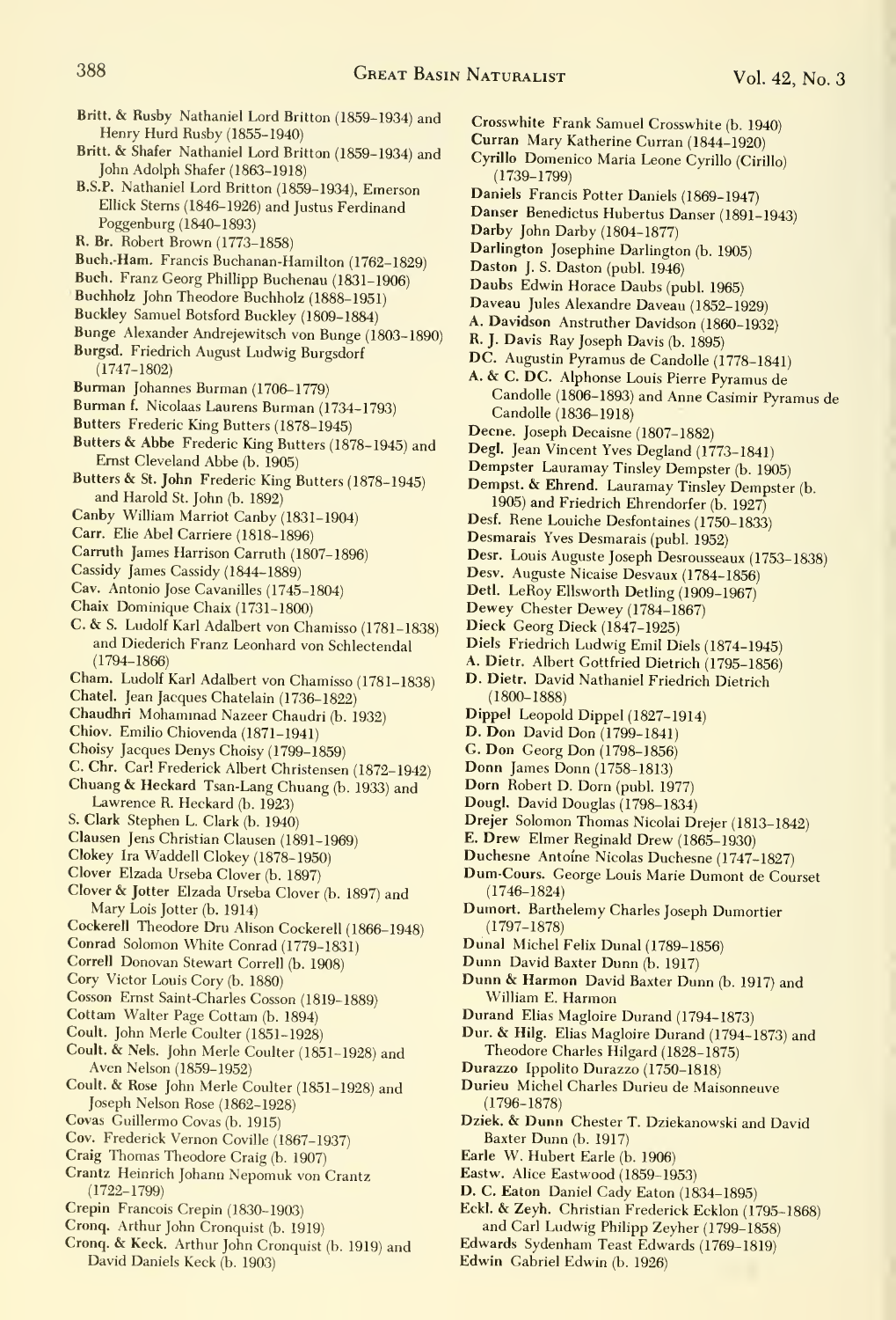**Britt. & Rusby** Nathaniel Lord Britton (1859–1934) and Henry Hurd Rusby (1855–1940)

**Britt. & Shafer** Nathaniel Lord Britton (1859–1934) and John Adolph Shafer (1863–1918)

**B.S.P.** Nathaniel Lord Britton (1859–1934), Emerson Ellick Sterns (1846–1926) and Justus Ferdinand Poggenburg (1840–1893)

**R. Br.** Robert Brown (1773–1858)

**Buch.-Ham.** Francis Buchanan-Hamilton (1762–1829)

**Buch.** Franz Georg Phillipp Buchenau (1831–1906)

**Buchholz** John Theodore Buchholz (1888–1951)

**Buckley** Samuel Botsford Buckley (1809–1884)

**Bunge** Alexander Andrejewitsch von Bunge (1803–1890)

**Burgsd.** Friedrich August Ludwig Burgsdorf (1747–1802)

**Burman** Johannes Burman (1706–1779)

**Burman f.** Nicolaas Laurens Burman (1734–1793)

**Butters** Frederic King Butters (1878–1945)

**Butters & Abbe** Frederic King Butters (1878–1945) and Ernst Cleveland Abbe (b. 1905)

**Butters & St. John** Frederic King Butters (1878–1945) and Harold St. John (b. 1892)

**Canby** William Marriot Canby (1831–1904)

**Carr.** Elie Abel Carriere (1818–1896)

**Carruth** James Harrison Carruth (1807–1896)

**Cassidy** James Cassidy (1844–1889)

**Cav.** Antonio Jose Cavanilles (1745–1804)

**Chaix** Dominique Chaix (1731–1800)

**C. & S.** Ludolf Karl Adalbert von Chamisso (1781–1838) and Diederich Franz Leonhard von Schlectendal (1794–1866)

**Cham.** Ludolf Karl Adalbert von Chamisso (1781–1838)

**Chatel.** Jean Jacques Chatelain (1736–1822)

**Chaudhri** Mohammad Nazeer Chaudri (b. 1932)

**Chiov.** Emilio Chiovenda (1871–1941)

**Choisy** Jacques Denys Choisy (1799–1859)

**C. Chr.** Carl Frederick Albert Christensen (1872–1942)

**Chuang & Heckard** Tsan-Lang Chuang (b. 1933) and Lawrence R. Heckard (b. 1923)

**S. Clark** Stephen L. Clark (b. 1940)

**Clausen** Jens Christian Clausen (1891–1969)

**Clokey** Ira Waddell Clokey (1878–1950)

**Clover** Elzada Urseba Clover (b. 1897)

**Clover & Jotter** Elzada Urseba Clover (b. 1897) and Mary Lois Jotter (b. 1914)

**Cockerell** Theodore Dru Alison Cockerell (1866–1948)

**Conrad** Solomon White Conrad (1779–1831)

**Correll** Donovan Stewart Correll (b. 1908)

**Cory** Victor Louis Cory (b. 1880)

**Cosson** Ernst Saint-Charles Cosson (1819–1889)

**Cottam** Walter Page Cottam (b. 1894)

**Coult.** John Merle Coulter (1851–1928)

**Coult. & Nels.** John Merle Coulter (1851–1928) and Aven Nelson (1859–1952)

**Coult. & Rose** John Merle Coulter (1851–1928) and Joseph Nelson Rose (1862–1928)

**Covas** Guillermo Covas (b. 1915)

**Cov.** Frederick Vernon Coville (1867–1937)

**Craig** Thomas Theodore Craig (b. 1907)

**Crantz** Heinrich Johann Nepomuk von Crantz (1722–1799)

**Crepin** Francois Crepin (1830–1903)

**Cronq.** Arthur John Cronquist (b. 1919)

**Cronq. & Keck.** Arthur John Cronquist (b. 1919) and David Daniels Keck (b. 1903)

**Crosswhite** Frank Samuel Crosswhite (b. 1940)

**Curran** Mary Katherine Curran (1844–1920)

**Cyrillo** Domenico Maria Leone Cyrillo (Cirillo) (1739–1799)

**Daniels** Francis Potter Daniels (1869–1947)

**Danser** Benedictus Hubertus Danser (1891–1943)

**Darby** John Darby (1804–1877)

**Darlington** Josephine Darlington (b. 1905)

**Daston** J. S. Daston (publ. 1946)

**Daubs** Edwin Horace Daubs (publ. 1965)

**Daveau** Jules Alexandre Daveau (1852–1929)

**A. Davidson** Anstruther Davidson (1860–1932)

**R. J. Davis** Ray Joseph Davis (b. 1895)

**DC.** Augustin Pyramus de Candolle (1778–1841)

**A. & C. DC.** Alphonse Louis Pierre Pyramus de Candolle (1806–1893) and Anne Casimir Pyramus de Candolle (1836–1918)

**Decne.** Joseph Decaisne (1807–1882)

**Degl.** Jean Vincent Yves Degland (1773–1841)

**Dempster** Lauramay Tinsley Dempster (b. 1905)

**Dempst. & Ehrend.** Lauramay Tinsley Dempster (b. 1905) and Friedrich Ehrendorfer (b. 1927)

**Desf.** Rene Louiche Desfontaines (1750–1833)

**Desmarais** Yves Desmarais (publ. 1952)

**Desr.** Louis Auguste Joseph Desrousseaux (1753–1838)

**Desv.** Auguste Nicaise Desvaux (1784–1856)

**Detl.** LeRoy Ellsworth Detling (1909–1967)

**Dewey** Chester Dewey (1784–1867)

**Dieck** Georg Dieck (1847–1925)

**Diels** Friedrich Ludwig Emil Diels (1874–1945)

**A. Dietr.** Albert Gottfried Dietrich (1795–1856)

**D. Dietr.** David Nathaniel Friedrich Dietrich (1800–1888)

**Dippel** Leopold Dippel (1827–1914)

**D. Don** David Don (1799–1841)

**G. Don** Georg Don (1798–1856)

**Donn** James Donn (1758–1813)

**Dorn** Robert D. Dorn (publ. 1977)

**Dougl.** David Douglas (1798–1834)

**Drejer** Solomon Thomas Nicolai Drejer (1813–1842)

**E. Drew** Elmer Reginald Drew (1865–1930)

**Duchesne** Antoine Nicolas Duchesne (1747–1827)

**Dum-Cours.** George Louis Marie Dumont de Courset (1746–1824)

**Dumort.** Barthelemy Charles Joseph Dumortier (1797–1878)

**Dunal** Michel Felix Dunal (1789–1856)

**Dunn** David Baxter Dunn (b. 1917)

**Dunn & Harmon** David Baxter Dunn (b. 1917) and William E. Harmon

**Durand** Elias Magloire Durand (1794–1873)

**Dur. & Hilg.** Elias Magloire Durand (1794–1873) and Theodore Charles Hilgard (1828–1875)

**Durazzo** Ippolito Durazzo (1750–1818)

**Durieu** Michel Charles Durieu de Maisonneuve (1796–1878)

**Dziek. & Dunn** Chester T. Dziekanowski and David Baxter Dunn (b. 1917)

**Earle** W. Hubert Earle (b. 1906)

**Eastw.** Alice Eastwood (1859–1953)

**D. C. Eaton** Daniel Cady Eaton (1834–1895)

**Eckl. & Zeyh.** Christian Frederick Ecklon (1795–1868) and Carl Ludwig Philipp Zeyher (1799–1858)

**Edwards** Sydenham Teast Edwards (1769–1819)

**Edwin** Gabriel Edwin (b. 1926)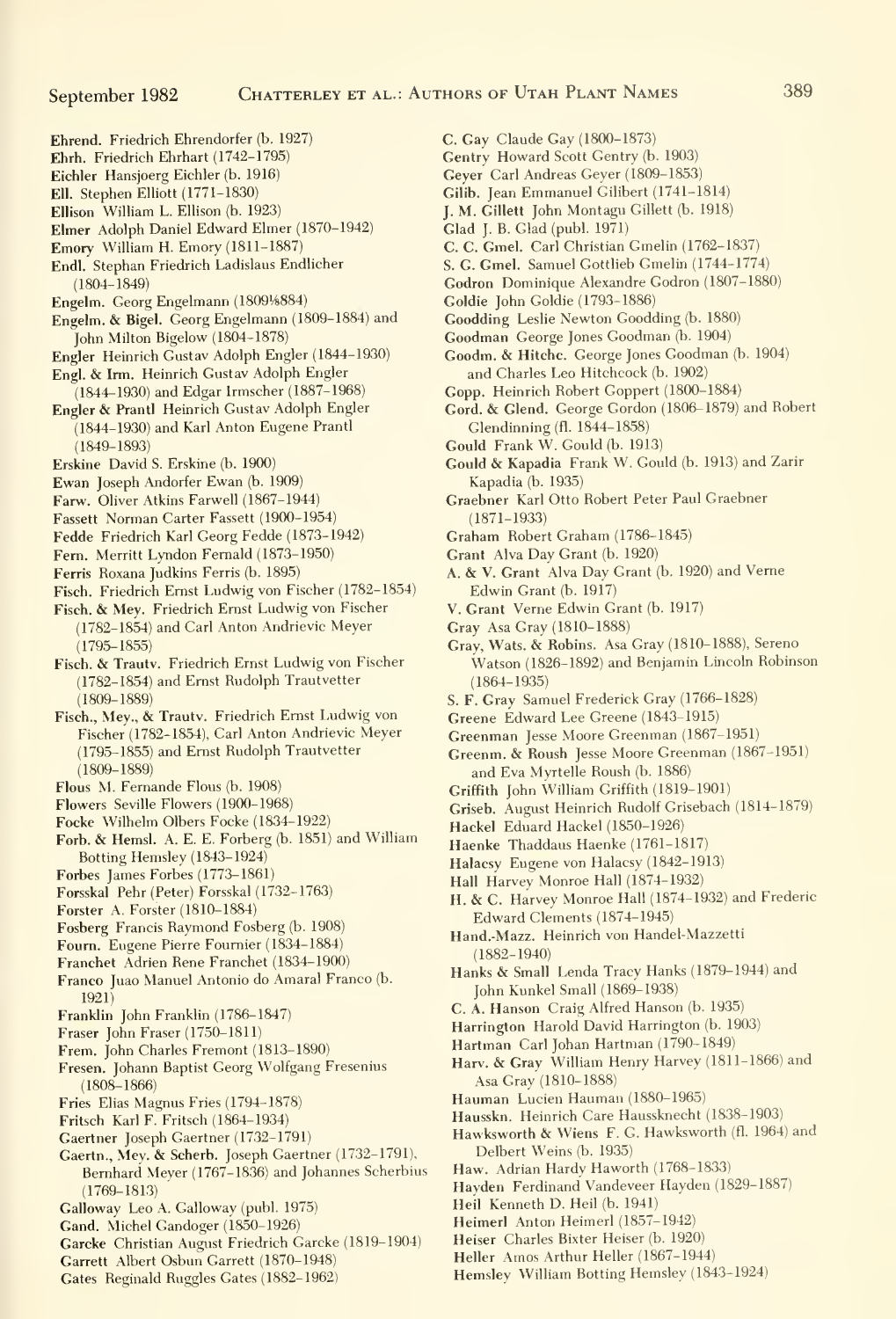**Ehrend.** Friedrich Ehrendorfer (b. 1927)
**Ehrh.** Friedrich Ehrhart (1742–1795)
**Eichler** Hansjoerg Eichler (b. 1916)
**Ell.** Stephen Elliott (1771–1830)
**Ellison** William L. Ellison (b. 1923)
**Elmer** Adolph Daniel Edward Elmer (1870–1942)
**Emory** William H. Emory (1811–1887)
**Endl.** Stephan Friedrich Ladislaus Endlicher (1804–1849)
**Engelm.** Georg Engelmann (1809⅛884)
**Engelm. & Bigel.** Georg Engelmann (1809–1884) and John Milton Bigelow (1804–1878)
**Engler** Heinrich Gustav Adolph Engler (1844–1930)
**Engl. & Irm.** Heinrich Gustav Adolph Engler (1844–1930) and Edgar Irmscher (1887–1968)
**Engler & Prantl** Heinrich Gustav Adolph Engler (1844–1930) and Karl Anton Eugene Prantl (1849–1893)
**Erskine** David S. Erskine (b. 1900)
**Ewan** Joseph Andorfer Ewan (b. 1909)
**Farw.** Oliver Atkins Farwell (1867–1944)
**Fassett** Norman Carter Fassett (1900–1954)
**Fedde** Friedrich Karl Georg Fedde (1873–1942)
**Fern.** Merritt Lyndon Fernald (1873–1950)
**Ferris** Roxana Judkins Ferris (b. 1895)
**Fisch.** Friedrich Ernst Ludwig von Fischer (1782–1854)
**Fisch. & Mey.** Friedrich Ernst Ludwig von Fischer (1782–1854) and Carl Anton Andrievic Meyer (1795–1855)
**Fisch. & Trautv.** Friedrich Ernst Ludwig von Fischer (1782–1854) and Ernst Rudolph Trautvetter (1809–1889)
**Fisch., Mey., & Trautv.** Friedrich Ernst Ludwig von Fischer (1782–1854), Carl Anton Andrievic Meyer (1795–1855) and Ernst Rudolph Trautvetter (1809–1889)
**Flous** M. Fernande Flous (b. 1908)
**Flowers** Seville Flowers (1900–1968)
**Focke** Wilhelm Olbers Focke (1834–1922)
**Forb. & Hemsl.** A. E. E. Forberg (b. 1851) and William Botting Hemsley (1843–1924)
**Forbes** James Forbes (1773–1861)
**Forsskal** Pehr (Peter) Forsskal (1732–1763)
**Forster** A. Forster (1810–1884)
**Fosberg** Francis Raymond Fosberg (b. 1908)
**Fourn.** Eugene Pierre Fournier (1834–1884)
**Franchet** Adrien Rene Franchet (1834–1900)
**Franco** Juao Manuel Antonio do Amaral Franco (b. 1921)
**Franklin** John Franklin (1786–1847)
**Fraser** John Fraser (1750–1811)
**Frem.** John Charles Fremont (1813–1890)
**Fresen.** Johann Baptist Georg Wolfgang Fresenius (1808–1866)
**Fries** Elias Magnus Fries (1794–1878)
**Fritsch** Karl F. Fritsch (1864–1934)
**Gaertner** Joseph Gaertner (1732–1791)
**Gaertn., Mey. & Scherb.** Joseph Gaertner (1732–1791), Bernhard Meyer (1767–1836) and Johannes Scherbius (1769–1813)
**Galloway** Leo A. Galloway (publ. 1975)
**Gand.** Michel Gandoger (1850–1926)
**Garcke** Christian August Friedrich Garcke (1819–1904)
**Garrett** Albert Osbun Garrett (1870–1948)
**Gates** Reginald Ruggles Gates (1882–1962)
**C. Gay** Claude Gay (1800–1873)
**Gentry** Howard Scott Gentry (b. 1903)
**Geyer** Carl Andreas Geyer (1809–1853)
**Gilib.** Jean Emmanuel Gilibert (1741–1814)
**J. M. Gillett** John Montagu Gillett (b. 1918)
**Glad** J. B. Glad (publ. 1971)
**C. C. Gmel.** Carl Christian Gmelin (1762–1837)
**S. G. Gmel.** Samuel Gottlieb Gmelin (1744–1774)
**Godron** Dominique Alexandre Godron (1807–1880)
**Goldie** John Goldie (1793–1886)
**Goodding** Leslie Newton Goodding (b. 1880)
**Goodman** George Jones Goodman (b. 1904)
**Goodm. & Hitchc.** George Jones Goodman (b. 1904) and Charles Leo Hitchcock (b. 1902)
**Gopp.** Heinrich Robert Goppert (1800–1884)
**Gord. & Glend.** George Gordon (1806–1879) and Robert Glendinning (fl. 1844–1858)
**Gould** Frank W. Gould (b. 1913)
**Gould & Kapadia** Frank W. Gould (b. 1913) and Zarir Kapadia (b. 1935)
**Graebner** Karl Otto Robert Peter Paul Graebner (1871–1933)
**Graham** Robert Graham (1786–1845)
**Grant** Alva Day Grant (b. 1920)
**A. & V. Grant** Alva Day Grant (b. 1920) and Verne Edwin Grant (b. 1917)
**V. Grant** Verne Edwin Grant (b. 1917)
**Gray** Asa Gray (1810–1888)
**Gray, Wats. & Robins.** Asa Gray (1810–1888), Sereno Watson (1826–1892) and Benjamin Lincoln Robinson (1864–1935)
**S. F. Gray** Samuel Frederick Gray (1766–1828)
**Greene** Edward Lee Greene (1843–1915)
**Greenman** Jesse Moore Greenman (1867–1951)
**Greenm. & Roush** Jesse Moore Greenman (1867–1951) and Eva Myrtelle Roush (b. 1886)
**Griffith** John William Griffith (1819–1901)
**Griseb.** August Heinrich Rudolf Grisebach (1814–1879)
**Hackel** Eduard Hackel (1850–1926)
**Haenke** Thaddaus Haenke (1761–1817)
**Halacsy** Eugene von Halacsy (1842–1913)
**Hall** Harvey Monroe Hall (1874–1932)
**H. & C.** Harvey Monroe Hall (1874–1932) and Frederic Edward Clements (1874–1945)
**Hand.-Mazz.** Heinrich von Handel-Mazzetti (1882–1940)
**Hanks & Small** Lenda Tracy Hanks (1879–1944) and John Kunkel Small (1869–1938)
**C. A. Hanson** Craig Alfred Hanson (b. 1935)
**Harrington** Harold David Harrington (b. 1903)
**Hartman** Carl Johan Hartman (1790–1849)
**Harv. & Gray** William Henry Harvey (1811–1866) and Asa Gray (1810–1888)
**Hauman** Lucien Hauman (1880–1965)
**Hausskn.** Heinrich Care Haussknecht (1838–1903)
**Hawksworth & Wiens** F. G. Hawksworth (fl. 1964) and Delbert Weins (b. 1935)
**Haw.** Adrian Hardy Haworth (1768–1833)
**Hayden** Ferdinand Vandeveer Hayden (1829–1887)
**Heil** Kenneth D. Heil (b. 1941)
**Heimerl** Anton Heimerl (1857–1942)
**Heiser** Charles Bixter Heiser (b. 1920)
**Heller** Amos Arthur Heller (1867–1944)
**Hemsley** William Botting Hemsley (1843–1924)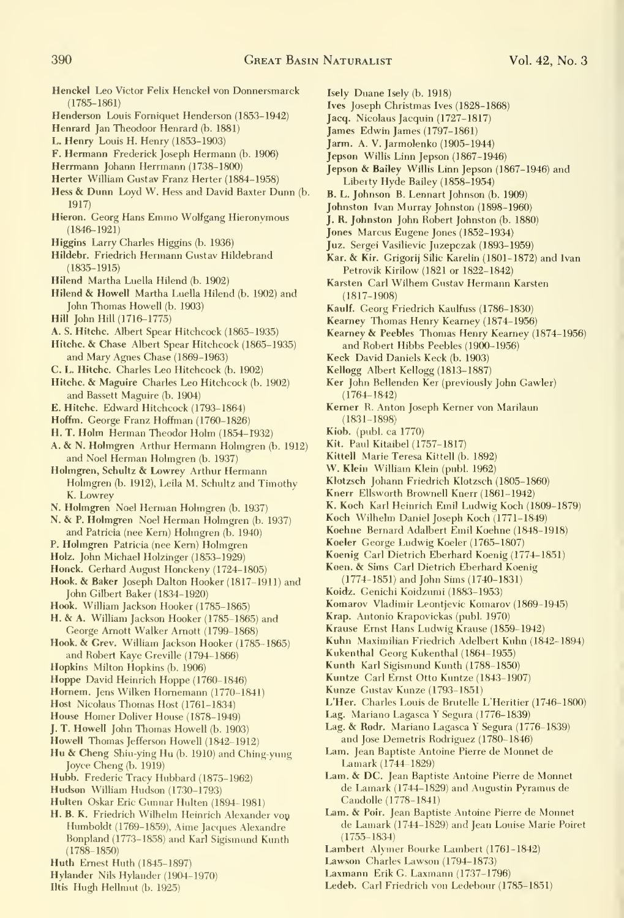**Henckel** Leo Victor Felix Henckel von Donnersmarck (1785–1861)

**Henderson** Louis Forniquet Henderson (1853–1942)

**Henrard** Jan Theodoor Henrard (b. 1881)

**L. Henry** Louis H. Henry (1853–1903)

**F. Hermann** Frederick Joseph Hermann (b. 1906)

**Herrmann** Johann Herrmann (1738–1800)

**Herter** William Gustav Franz Herter (1884–1958)

**Hess & Dunn** Loyd W. Hess and David Baxter Dunn (b. 1917)

**Hieron.** Georg Hans Emmo Wolfgang Hieronymous (1846–1921)

**Higgins** Larry Charles Higgins (b. 1936)

**Hildebr.** Friedrich Hermann Gustav Hildebrand (1835–1915)

**Hilend** Martha Luella Hilend (b. 1902)

**Hilend & Howell** Martha Luella Hilend (b. 1902) and John Thomas Howell (b. 1903)

**Hill** John Hill (1716–1775)

**A. S. Hitchc.** Albert Spear Hitchcock (1865–1935)

**Hitchc. & Chase** Albert Spear Hitchcock (1865–1935) and Mary Agnes Chase (1869–1963)

**C. L. Hitchc.** Charles Leo Hitchcock (b. 1902)

**Hitchc. & Maguire** Charles Leo Hitchcock (b. 1902) and Bassett Maguire (b. 1904)

**E. Hitchc.** Edward Hitchcock (1793–1864)

**Hoffm.** George Franz Hoffman (1760–1826)

**H. T. Holm** Herman Theodor Holm (1854–1932)

**A. & N. Holmgren** Arthur Hermann Holmgren (b. 1912) and Noel Herman Holmgren (b. 1937)

**Holmgren, Schultz & Lowrey** Arthur Hermann Holmgren (b. 1912), Leila M. Schultz and Timothy K. Lowrey

**N. Holmgren** Noel Herman Holmgren (b. 1937)

**N. & P. Holmgren** Noel Herman Holmgren (b. 1937) and Patricia (nee Kern) Holmgren (b. 1940)

**P. Holmgren** Patricia (nee Kern) Holmgren

**Holz.** John Michael Holzinger (1853–1929)

**Honck.** Gerhard August Honckeny (1724–1805)

**Hook. & Baker** Joseph Dalton Hooker (1817–1911) and John Gilbert Baker (1834–1920)

**Hook.** William Jackson Hooker (1785–1865)

**H. & A.** William Jackson Hooker (1785–1865) and George Arnott Walker Arnott (1799–1868)

**Hook. & Grev.** William Jackson Hooker (1785–1865) and Robert Kaye Greville (1794–1866)

**Hopkins** Milton Hopkins (b. 1906)

**Hoppe** David Heinrich Hoppe (1760–1846)

**Hornem.** Jens Wilken Hornemann (1770–1841)

**Host** Nicolaus Thomas Host (1761–1834)

**House** Homer Doliver House (1878–1949)

**J. T. Howell** John Thomas Howell (b. 1903)

**Howell** Thomas Jefferson Howell (1842–1912)

**Hu & Cheng** Shiu-ying Hu (b. 1910) and Ching-yung Joyce Cheng (b. 1919)

**Hubb.** Frederic Tracy Hubbard (1875–1962)

**Hudson** William Hudson (1730–1793)

**Hulten** Oskar Eric Gunnar Hulten (1894–1981)

**H. B. K.** Friedrich Wilhelm Heinrich Alexander von Humboldt (1769–1859), Aime Jacques Alexandre Bonpland (1773–1858) and Karl Sigismund Kunth (1788–1850)

**Huth** Ernest Huth (1845–1897)

**Hylander** Nils Hylander (1904–1970)

**Iltis** Hugh Hellmut (b. 1925)

**Isely** Duane Isely (b. 1918)

**Ives** Joseph Christmas Ives (1828–1868)

**Jacq.** Nicolaus Jacquin (1727–1817)

**James** Edwin James (1797–1861)

**Jarm.** A. V. Jarmolenko (1905–1944)

**Jepson** Willis Linn Jepson (1867–1946)

**Jepson & Bailey** Willis Linn Jepson (1867–1946) and Liberty Hyde Bailey (1858–1954)

**B. L. Johnson** B. Lennart Johnson (b. 1909)

**Johnston** Ivan Murray Johnston (1898–1960)

**J. R. Johnston** John Robert Johnston (b. 1880)

**Jones** Marcus Eugene Jones (1852–1934)

**Juz.** Sergei Vasilievic Juzepczak (1893–1959)

**Kar. & Kir.** Grigorij Silic Karelin (1801–1872) and Ivan Petrovik Kirilow (1821 or 1822–1842)

**Karsten** Carl Wilhem Gustav Hermann Karsten (1817–1908)

**Kaulf.** Georg Friedrich Kaulfuss (1786–1830)

**Kearney** Thomas Henry Kearney (1874–1956)

**Kearney & Peebles** Thomas Henry Kearney (1874–1956) and Robert Hibbs Peebles (1900–1956)

**Keck** David Daniels Keck (b. 1903)

**Kellogg** Albert Kellogg (1813–1887)

**Ker** John Bellenden Ker (previously John Gawler) (1764–1842)

**Kerner** R. Anton Joseph Kerner von Marilaun (1831–1898)

**Kiob.** (publ. ca 1770)

**Kit.** Paul Kitaibel (1757–1817)

**Kittell** Marie Teresa Kittell (b. 1892)

**W. Klein** William Klein (publ. 1962)

**Klotzsch** Johann Friedrich Klotzsch (1805–1860)

**Knerr** Ellsworth Brownell Knerr (1861–1942)

**K. Koch** Karl Heinrich Emil Ludwig Koch (1809–1879)

**Koch** Wilhelm Daniel Joseph Koch (1771–1849)

**Koehne** Bernard Adalbert Emil Koehne (1848–1918)

**Koeler** George Ludwig Koeler (1765–1807)

**Koenig** Carl Dietrich Eberhard Koenig (1774–1851)

**Koen. & Sims** Carl Dietrich Eberhard Koenig (1774–1851) and John Sims (1740–1831)

**Koidz.** Genichi Koidzumi (1883–1953)

**Komarov** Vladimir Leontjevic Komarov (1869–1945)

**Krap.** Antonio Krapovickas (publ. 1970)

**Krause** Ernst Hans Ludwig Krause (1859–1942)

**Kuhn** Maximilian Friedrich Adelbert Kuhn (1842–1894)

**Kukenthal** Georg Kukenthal (1864–1955)

**Kunth** Karl Sigismund Kunth (1788–1850)

**Kuntze** Carl Ernst Otto Kuntze (1843–1907)

**Kunze** Gustav Kunze (1793–1851)

**L'Her.** Charles Louis de Brutelle L'Heritier (1746–1800)

**Lag.** Mariano Lagasca Y Segura (1776–1839)

**Lag. & Rodr.** Mariano Lagasca Y Segura (1776–1839) and Jose Demetris Rodriguez (1780–1846)

**Lam.** Jean Baptiste Antoine Pierre de Monnet de Lamark (1744–1829)

**Lam. & DC.** Jean Baptiste Antoine Pierre de Monnet de Lamark (1744–1829) and Augustin Pyramus de Candolle (1778–1841)

**Lam. & Poir.** Jean Baptiste Antoine Pierre de Monnet de Lamark (1744–1829) and Jean Louise Marie Poiret (1755–1834)

**Lambert** Alymer Bourke Lambert (1761–1842)

**Lawson** Charles Lawson (1794–1873)

**Laxmann** Erik G. Laxmann (1737–1796)

**Ledeb.** Carl Friedrich von Ledebour (1785–1851)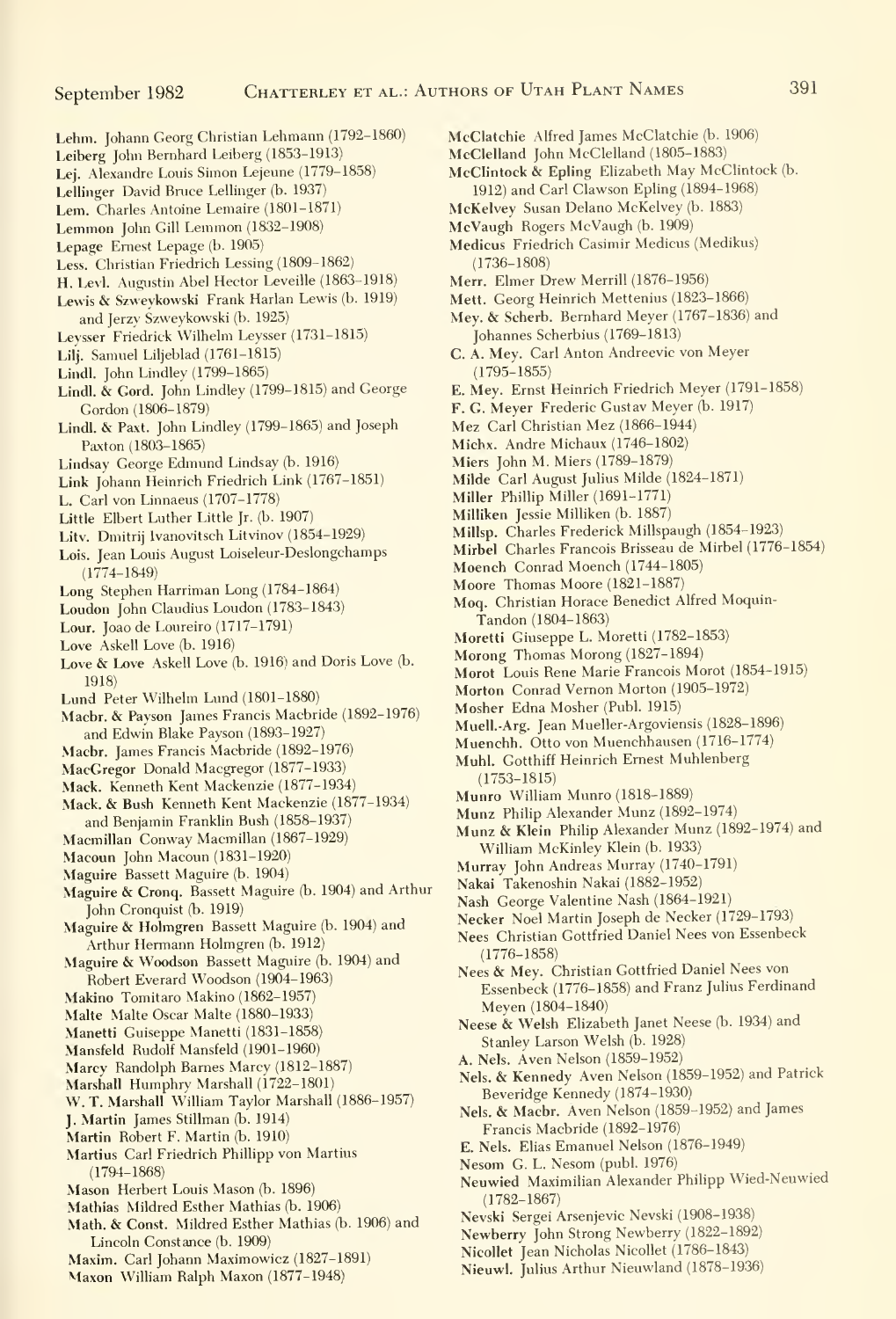**Lehm.** Johann Georg Christian Lehmann (1792–1860)
**Leiberg** John Bernhard Leiberg (1853–1913)
**Lej.** Alexandre Louis Simon Lejeune (1779–1858)
**Lellinger** David Bruce Lellinger (b. 1937)
**Lem.** Charles Antoine Lemaire (1801–1871)
**Lemmon** John Gill Lemmon (1832–1908)
**Lepage** Ernest Lepage (b. 1905)
**Less.** Christian Friedrich Lessing (1809–1862)
**H. Levl.** Augustin Abel Hector Leveille (1863–1918)
**Lewis & Szweykowski** Frank Harlan Lewis (b. 1919) and Jerzy Szweykowski (b. 1925)
**Leysser** Friedrick Wilhelm Leysser (1731–1815)
**Lilj.** Samuel Liljeblad (1761–1815)
**Lindl.** John Lindley (1799–1865)
**Lindl. & Gord.** John Lindley (1799–1815) and George Gordon (1806–1879)
**Lindl. & Paxt.** John Lindley (1799–1865) and Joseph Paxton (1803–1865)
**Lindsay** George Edmund Lindsay (b. 1916)
**Link** Johann Heinrich Friedrich Link (1767–1851)
**L.** Carl von Linnaeus (1707–1778)
**Little** Elbert Luther Little Jr. (b. 1907)
**Litv.** Dmitrij Ivanovitsch Litvinov (1854–1929)
**Lois.** Jean Louis August Loiseleur-Deslongchamps (1774–1849)
**Long** Stephen Harriman Long (1784–1864)
**Loudon** John Claudius Loudon (1783–1843)
**Lour.** Joao de Loureiro (1717–1791)
**Love** Askell Love (b. 1916)
**Love & Love** Askell Love (b. 1916) and Doris Love (b. 1918)
**Lund** Peter Wilhelm Lund (1801–1880)
**Macbr. & Payson** James Francis Macbride (1892–1976) and Edwin Blake Payson (1893–1927)
**Macbr.** James Francis Macbride (1892–1976)
**MacGregor** Donald Macgregor (1877–1933)
**Mack.** Kenneth Kent Mackenzie (1877–1934)
**Mack. & Bush** Kenneth Kent Mackenzie (1877–1934) and Benjamin Franklin Bush (1858–1937)
**Macmillan** Conway Macmillan (1867–1929)
**Macoun** John Macoun (1831–1920)
**Maguire** Bassett Maguire (b. 1904)
**Maguire & Cronq.** Bassett Maguire (b. 1904) and Arthur John Cronquist (b. 1919)
**Maguire & Holmgren** Bassett Maguire (b. 1904) and Arthur Hermann Holmgren (b. 1912)
**Maguire & Woodson** Bassett Maguire (b. 1904) and Robert Everard Woodson (1904–1963)
**Makino** Tomitaro Makino (1862–1957)
**Malte** Malte Oscar Malte (1880–1933)
**Manetti** Guiseppe Manetti (1831–1858)
**Mansfeld** Rudolf Mansfeld (1901–1960)
**Marcy** Randolph Barnes Marcy (1812–1887)
**Marshall** Humphry Marshall (1722–1801)
**W. T. Marshall** William Taylor Marshall (1886–1957)
**J. Martin** James Stillman (b. 1914)
**Martin** Robert F. Martin (b. 1910)
**Martius** Carl Friedrich Phillipp von Martius (1794–1868)
**Mason** Herbert Louis Mason (b. 1896)
**Mathias** Mildred Esther Mathias (b. 1906)
**Math. & Const.** Mildred Esther Mathias (b. 1906) and Lincoln Constance (b. 1909)
**Maxim.** Carl Johann Maximowicz (1827–1891)
**Maxon** William Ralph Maxon (1877–1948)
**McClatchie** Alfred James McClatchie (b. 1906)
**McClelland** John McClelland (1805–1883)
**McClintock & Epling** Elizabeth May McClintock (b. 1912) and Carl Clawson Epling (1894–1968)
**McKelvey** Susan Delano McKelvey (b. 1883)
**McVaugh** Rogers McVaugh (b. 1909)
**Medicus** Friedrich Casimir Medicus (Medikus) (1736–1808)
**Merr.** Elmer Drew Merrill (1876–1956)
**Mett.** Georg Heinrich Mettenius (1823–1866)
**Mey. & Scherb.** Bernhard Meyer (1767–1836) and Johannes Scherbius (1769–1813)
**C. A. Mey.** Carl Anton Andreevic von Meyer (1795–1855)
**E. Mey.** Ernst Heinrich Friedrich Meyer (1791–1858)
**F. G. Meyer** Frederic Gustav Meyer (b. 1917)
**Mez** Carl Christian Mez (1866–1944)
**Michx.** Andre Michaux (1746–1802)
**Miers** John M. Miers (1789–1879)
**Milde** Carl August Julius Milde (1824–1871)
**Miller** Phillip Miller (1691–1771)
**Milliken** Jessie Milliken (b. 1887)
**Millsp.** Charles Frederick Millspaugh (1854–1923)
**Mirbel** Charles Francois Brisseau de Mirbel (1776–1854)
**Moench** Conrad Moench (1744–1805)
**Moore** Thomas Moore (1821–1887)
**Moq.** Christian Horace Benedict Alfred Moquin-Tandon (1804–1863)
**Moretti** Giuseppe L. Moretti (1782–1853)
**Morong** Thomas Morong (1827–1894)
**Morot** Louis Rene Marie Francois Morot (1854–1915)
**Morton** Conrad Vernon Morton (1905–1972)
**Mosher** Edna Mosher (Publ. 1915)
**Muell.-Arg.** Jean Mueller-Argoviensis (1828–1896)
**Muenchh.** Otto von Muenchhausen (1716–1774)
**Muhl.** Gotthiff Heinrich Ernest Muhlenberg (1753–1815)
**Munro** William Munro (1818–1889)
**Munz** Philip Alexander Munz (1892–1974)
**Munz & Klein** Philip Alexander Munz (1892–1974) and William McKinley Klein (b. 1933)
**Murray** John Andreas Murray (1740–1791)
**Nakai** Takenoshin Nakai (1882–1952)
**Nash** George Valentine Nash (1864–1921)
**Necker** Noel Martin Joseph de Necker (1729–1793)
**Nees** Christian Gottfried Daniel Nees von Essenbeck (1776–1858)
**Nees & Mey.** Christian Gottfried Daniel Nees von Essenbeck (1776–1858) and Franz Julius Ferdinand Meyen (1804–1840)
**Neese & Welsh** Elizabeth Janet Neese (b. 1934) and Stanley Larson Welsh (b. 1928)
**A. Nels.** Aven Nelson (1859–1952)
**Nels. & Kennedy** Aven Nelson (1859–1952) and Patrick Beveridge Kennedy (1874–1930)
**Nels. & Macbr.** Aven Nelson (1859–1952) and James Francis Macbride (1892–1976)
**E. Nels.** Elias Emanuel Nelson (1876–1949)
**Nesom** G. L. Nesom (publ. 1976)
**Neuwied** Maximilian Alexander Philipp Wied-Neuwied (1782–1867)
**Nevski** Sergei Arsenjevic Nevski (1908–1938)
**Newberry** John Strong Newberry (1822–1892)
**Nicollet** Jean Nicholas Nicollet (1786–1843)
**Nieuwl.** Julius Arthur Nieuwland (1878–1936)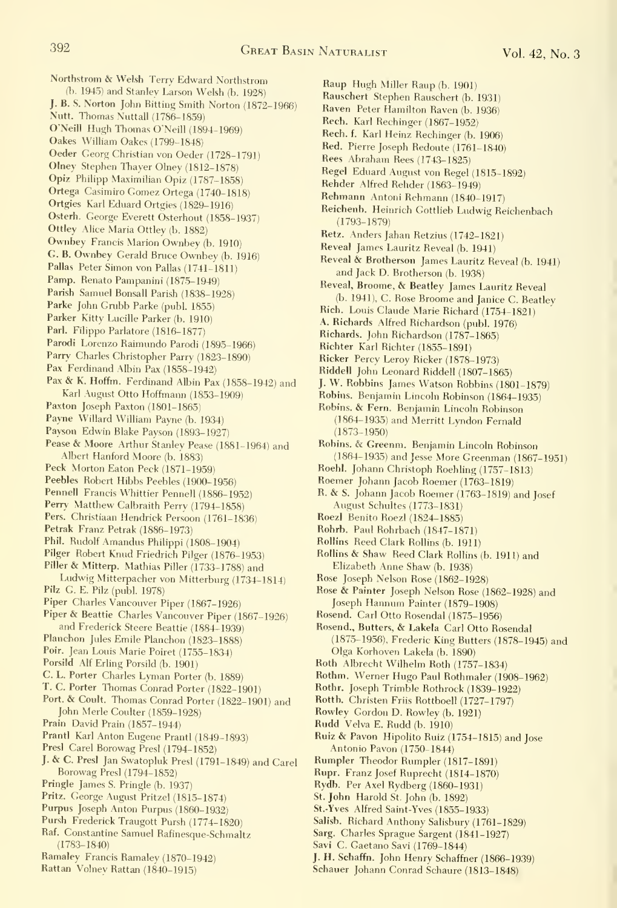**Northstrom & Welsh** Terry Edward Northstrom (b. 1945) and Stanley Larson Welsh (b. 1928)
**J. B. S. Norton** John Bitting Smith Norton (1872–1966)
**Nutt.** Thomas Nuttall (1786–1859)
**O'Neill** Hugh Thomas O'Neill (1894–1969)
**Oakes** William Oakes (1799–1848)
**Oeder** Georg Christian von Oeder (1728–1791)
**Olney** Stephen Thayer Olney (1812–1878)
**Opiz** Philipp Maximilian Opiz (1787–1858)
**Ortega** Casimiro Gomez Ortega (1740–1818)
**Ortgies** Karl Eduard Ortgies (1829–1916)
**Osterh.** George Everett Osterhout (1858–1937)
**Ottley** Alice Maria Ottley (b. 1882)
**Ownbey** Francis Marion Ownbey (b. 1910)
**G. B. Ownbey** Gerald Bruce Ownbey (b. 1916)
**Pallas** Peter Simon von Pallas (1741–1811)
**Pamp.** Renato Pampanini (1875–1949)
**Parish** Samuel Bonsall Parish (1838–1928)
**Parke** John Grubb Parke (publ. 1855)
**Parker** Kitty Lucille Parker (b. 1910)
**Parl.** Filippo Parlatore (1816–1877)
**Parodi** Lorenzo Raimundo Parodi (1895–1966)
**Parry** Charles Christopher Parry (1823–1890)
**Pax** Ferdinand Albin Pax (1858–1942)
**Pax & K. Hoffm.** Ferdinand Albin Pax (1858–1942) and Karl August Otto Hoffmann (1853–1909)
**Paxton** Joseph Paxton (1801–1865)
**Payne** Willard William Payne (b. 1934)
**Payson** Edwin Blake Payson (1893–1927)
**Pease & Moore** Arthur Stanley Pease (1881–1964) and Albert Hanford Moore (b. 1883)
**Peck** Morton Eaton Peck (1871–1959)
**Peebles** Robert Hibbs Peebles (1900–1956)
**Pennell** Francis Whittier Pennell (1886–1952)
**Perry** Matthew Calbraith Perry (1794–1858)
**Pers.** Christiaan Hendrick Persoon (1761–1836)
**Petrak** Franz Petrak (1886–1973)
**Phil.** Rudolf Amandus Philippi (1808–1904)
**Pilger** Robert Knud Friedrich Pilger (1876–1953)
**Piller & Mitterp.** Mathias Piller (1733–1788) and Ludwig Mitterpacher von Mitterburg (1734–1814)
**Pilz** G. E. Pilz (publ. 1978)
**Piper** Charles Vancouver Piper (1867–1926)
**Piper & Beattie** Charles Vancouver Piper (1867–1926) and Frederick Steere Beattie (1884–1939)
**Planchon** Jules Emile Planchon (1823–1888)
**Poir.** Jean Louis Marie Poiret (1755–1834)
**Porsild** Alf Erling Porsild (b. 1901)
**C. L. Porter** Charles Lyman Porter (b. 1889)
**T. C. Porter** Thomas Conrad Porter (1822–1901)
**Port. & Coult.** Thomas Conrad Porter (1822–1901) and John Merle Coulter (1859–1928)
**Prain** David Prain (1857–1944)
**Prantl** Karl Anton Eugene Prantl (1849–1893)
**Presl** Carel Borowag Presl (1794–1852)
**J. & C. Presl** Jan Swatopluk Presl (1791–1849) and Carel Borowag Presl (1794–1852)
**Pringle** James S. Pringle (b. 1937)
**Pritz.** George August Pritzel (1815–1874)
**Purpus** Joseph Anton Purpus (1860–1932)
**Pursh** Frederick Traugott Pursh (1774–1820)
**Raf.** Constantine Samuel Rafinesque-Schmaltz (1783–1840)
**Ramaley** Francis Ramaley (1870–1942)
**Rattan** Volney Rattan (1840–1915)
**Raup** Hugh Miller Raup (b. 1901)
**Rauschert** Stephen Rauschert (b. 1931)
**Raven** Peter Hamilton Raven (b. 1936)
**Rech.** Karl Rechinger (1867–1952)
**Rech. f.** Karl Heinz Rechinger (b. 1906)
**Red.** Pierre Joseph Redoute (1761–1840)
**Rees** Abraham Rees (1743–1825)
**Regel** Eduard August von Regel (1815–1892)
**Rehder** Alfred Rehder (1863–1949)
**Rehmann** Antoni Rehmann (1840–1917)
**Reichenb.** Heinrich Gottlieb Ludwig Reichenbach (1793–1879)
**Retz.** Anders Jahan Retzius (1742–1821)
**Reveal** James Lauritz Reveal (b. 1941)
**Reveal & Brotherson** James Lauritz Reveal (b. 1941) and Jack D. Brotherson (b. 1938)
**Reveal, Broome, & Beatley** James Lauritz Reveal (b. 1941), C. Rose Broome and Janice C. Beatley
**Rich.** Louis Claude Marie Richard (1754–1821)
**A. Richards** Alfred Richardson (publ. 1976)
**Richards.** John Richardson (1787–1865)
**Richter** Karl Richter (1855–1891)
**Ricker** Percy Leroy Ricker (1878–1973)
**Riddell** John Leonard Riddell (1807–1865)
**J. W. Robbins** James Watson Robbins (1801–1879)
**Robins.** Benjamin Lincoln Robinson (1864–1935)
**Robins. & Fern.** Benjamin Lincoln Robinson (1864–1935) and Merritt Lyndon Fernald (1873–1950)
**Robins. & Greenm.** Benjamin Lincoln Robinson (1864–1935) and Jesse More Greenman (1867–1951)
**Roehl.** Johann Christoph Roehling (1757–1813)
**Roemer** Johann Jacob Roemer (1763–1819)
**R. & S.** Johann Jacob Roemer (1763–1819) and Josef August Schultes (1773–1831)
**Roezl** Benito Roezl (1824–1885)
**Rohrb.** Paul Rohrbach (1847–1871)
**Rollins** Reed Clark Rollins (b. 1911)
**Rollins & Shaw** Reed Clark Rollins (b. 1911) and Elizabeth Anne Shaw (b. 1938)
**Rose** Joseph Nelson Rose (1862–1928)
**Rose & Painter** Joseph Nelson Rose (1862–1928) and Joseph Hannum Painter (1879–1908)
**Rosend.** Carl Otto Rosendal (1875–1956)
**Rosend., Butters, & Lakela** Carl Otto Rosendal (1875–1956), Frederic King Butters (1878–1945) and Olga Korhoven Lakela (b. 1890)
**Roth** Albrecht Wilhelm Roth (1757–1834)
**Rothm.** Werner Hugo Paul Rothmaler (1908–1962)
**Rothr.** Joseph Trimble Rothrock (1839–1922)
**Rottb.** Christen Friis Rottboell (1727–1797)
**Rowley** Gordon D. Rowley (b. 1921)
**Rudd** Velva E. Rudd (b. 1910)
**Ruiz & Pavon** Hipolito Ruiz (1754–1815) and Jose Antonio Pavon (1750–1844)
**Rumpler** Theodor Rumpler (1817–1891)
**Rupr.** Franz Josef Ruprecht (1814–1870)
**Rydb.** Per Axel Rydberg (1860–1931)
**St. John** Harold St. John (b. 1892)
**St.-Yves** Alfred Saint-Yves (1855–1933)
**Salisb.** Richard Anthony Salisbury (1761–1829)
**Sarg.** Charles Sprague Sargent (1841–1927)
**Savi** C. Gaetano Savi (1769–1844)
**J. H. Schaffn.** John Henry Schaffner (1866–1939)
**Schauer** Johann Conrad Schaure (1813–1848)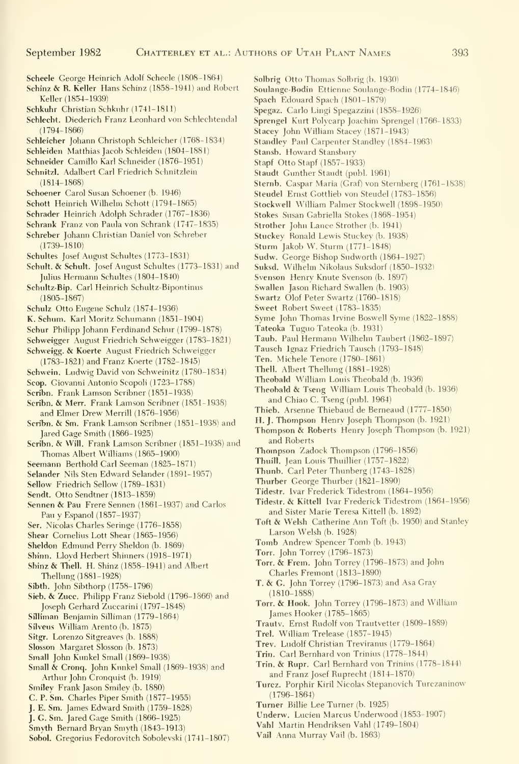**Scheele** George Heinrich Adolf Scheele (1808–1864)
**Schinz & R. Keller** Hans Schinz (1858–1941) and Robert Keller (1854–1939)
**Schkuhr** Christian Schkuhr (1741–1811)
**Schlecht.** Diederich Franz Leonhard von Schlechtendal (1794–1866)
**Schleicher** Johann Christoph Schleicher (1768–1834)
**Schleiden** Matthias Jacob Schleiden (1804–1881)
**Schneider** Camillo Karl Schneider (1876–1951)
**Schnitzl.** Adalbert Carl Friedrich Schnitzlein (1814–1868)
**Schoener** Carol Susan Schoener (b. 1946)
**Schott** Heinrich Wilhelm Schott (1794–1865)
**Schrader** Heinrich Adolph Schrader (1767–1836)
**Schrank** Franz von Paula von Schrank (1747–1835)
**Schreber** Johann Christian Daniel von Schreber (1739–1810)
**Schultes** Josef August Schultes (1773–1831)
**Schult. & Schult.** Josef August Schultes (1773–1831) and Julius Hermann Schultes (1804–1840)
**Schultz-Bip.** Carl Heinrich Schultz-Bipontinus (1805–1867)
**Schulz** Otto Eugene Schulz (1874–1936)
**K. Schum.** Karl Moritz Schumann (1851–1904)
**Schur** Philipp Johann Ferdinand Schur (1799–1878)
**Schweigger** August Friedrich Schweigger (1783–1821)
**Schweigg. & Koerte** August Friedrich Schweigger (1783–1821) and Franz Koerte (1782–1845)
**Schwein.** Ludwig David von Schweinitz (1780–1834)
**Scop.** Giovanni Antonio Scopoli (1723–1788)
**Scribn.** Frank Lamson Scribner (1851–1938)
**Scribn. & Merr.** Frank Lamson Scribner (1851–1938) and Elmer Drew Merrill (1876–1956)
**Scribn. & Sm.** Frank Lamson Scribner (1851–1938) and Jared Gage Smith (1866–1925)
**Scribn. & Will.** Frank Lamson Scribner (1851–1938) and Thomas Albert Williams (1865–1900)
**Seemann** Berthold Carl Seeman (1825–1871)
**Selander** Nils Sten Edward Selander (1891–1957)
**Sellow** Friedrich Sellow (1789–1831)
**Sendt.** Otto Sendtner (1813–1859)
**Sennen & Pau** Frere Sennen (1861–1937) and Carlos Pau y Espanol (1857–1937)
**Ser.** Nicolas Charles Seringe (1776–1858)
**Shear** Cornelius Lott Shear (1865–1956)
**Sheldon** Edmund Perry Sheldon (b. 1869)
**Shinn.** Lloyd Herbert Shinners (1918–1971)
**Shinz & Thell.** H. Shinz (1858–1941) and Albert Thellung (1881–1928)
**Sibth.** John Sibthorp (1758–1796)
**Sieb. & Zucc.** Philipp Franz Siebold (1796–1866) and Joseph Gerhard Zuccarini (1797–1848)
**Silliman** Benjamin Silliman (1779–1864)
**Silveus** William Arento (b. 1875)
**Sitgr.** Lorenzo Sitgreaves (b. 1888)
**Slosson** Margaret Slosson (b. 1873)
**Small** John Kunkel Small (1869–1938)
**Small & Cronq.** John Kunkel Small (1869–1938) and Arthur John Cronquist (b. 1919)
**Smiley** Frank Jason Smiley (b. 1880)
**C. P. Sm.** Charles Piper Smith (1877–1955)
**J. E. Sm.** James Edward Smith (1759–1828)
**J. G. Sm.** Jared Gage Smith (1866–1925)
**Smyth** Bernard Bryan Smyth (1843–1913)
**Sobol.** Gregorius Fedorovitch Sobolevski (1741–1807)
**Solbrig** Otto Thomas Solbrig (b. 1930)
**Soulange-Bodin** Ettienne Soulange-Bodin (1774–1846)
**Spach** Edouard Spach (1801–1879)
**Spegaz.** Carlo Lingi Spegazzini (1858–1926)
**Sprengel** Kurt Polycarp Joachim Sprengel (1766–1833)
**Stacey** John William Stacey (1871–1943)
**Standley** Paul Carpenter Standley (1884–1963)
**Stansb.** Howard Stansbury
**Stapf** Otto Stapf (1857–1933)
**Staudt** Gunther Staudt (publ. 1961)
**Sternb.** Caspar Maria (Graf) von Sternberg (1761–1838)
**Steudel** Ernst Gottlieb von Steudel (1783–1856)
**Stockwell** William Palmer Stockwell (1898–1950)
**Stokes** Susan Gabriella Stokes (1868–1954)
**Strother** John Lance Strother (b. 1941)
**Stuckey** Ronald Lewis Stuckey (b. 1938)
**Sturm** Jakob W. Sturm (1771–1848)
**Sudw.** George Bishop Sudworth (1864–1927)
**Suksd.** Wilhelm Nikolaus Suksdorf (1850–1932)
**Svenson** Henry Knute Svenson (b. 1897)
**Swallen** Jason Richard Swallen (b. 1903)
**Swartz** Olof Peter Swartz (1760–1818)
**Sweet** Robert Sweet (1783–1835)
**Syme** John Thomas Irvine Boswell Syme (1822–1888)
**Tateoka** Tuguo Tateoka (b. 1931)
**Taub.** Paul Hermann Wilhelm Taubert (1862–1897)
**Tausch** Ignaz Friedrich Tausch (1793–1848)
**Ten.** Michele Tenore (1780–1861)
**Thell.** Albert Thellung (1881–1928)
**Theobald** William Louis Theobald (b. 1936)
**Theobald & Tseng** William Louis Theobald (b. 1936) and Chiao C. Tseng (publ. 1964)
**Thieb.** Arsenne Thiebaud de Berneaud (1777–1850)
**H. J. Thompson** Henry Joseph Thompson (b. 1921)
**Thompson & Roberts** Henry Joseph Thompson (b. 1921) and Roberts
**Thompson** Zadock Thompson (1796–1856)
**Thuill.** Jean Louis Thuillier (1757–1822)
**Thunb.** Carl Peter Thunberg (1743–1828)
**Thurber** George Thurber (1821–1890)
**Tidestr.** Ivar Frederick Tidestrom (1864–1956)
**Tidestr. & Kittell** Ivar Frederick Tidestrom (1864–1956) and Sister Marie Teresa Kittell (b. 1892)
**Toft & Welsh** Catherine Ann Toft (b. 1950) and Stanley Larson Welsh (b. 1928)
**Tomb** Andrew Spencer Tomb (b. 1943)
**Torr.** John Torrey (1796–1873)
**Torr. & Frem.** John Torrey (1796–1873) and John Charles Fremont (1813–1890)
**T. & G.** John Torrey (1796–1873) and Asa Gray (1810–1888)
**Torr. & Hook.** John Torrey (1796–1873) and William James Hooker (1785–1865)
**Trautv.** Ernst Rudolf von Trautvetter (1809–1889)
**Trel.** William Trelease (1857–1945)
**Trev.** Ludolf Christian Treviranus (1779–1864)
**Trin.** Carl Bernhard von Trinius (1778–1844)
**Trin. & Rupr.** Carl Bernhard von Trinius (1778–1844) and Franz Josef Ruprecht (1814–1870)
**Turcz.** Porphir Kiril Nicolas Stepanovich Turczaninow (1796–1864)
**Turner** Billie Lee Turner (b. 1925)
**Underw.** Lucien Marcus Underwood (1853–1907)
**Vahl** Martin Hendriksen Vahl (1749–1804)
**Vail** Anna Murray Vail (b. 1863)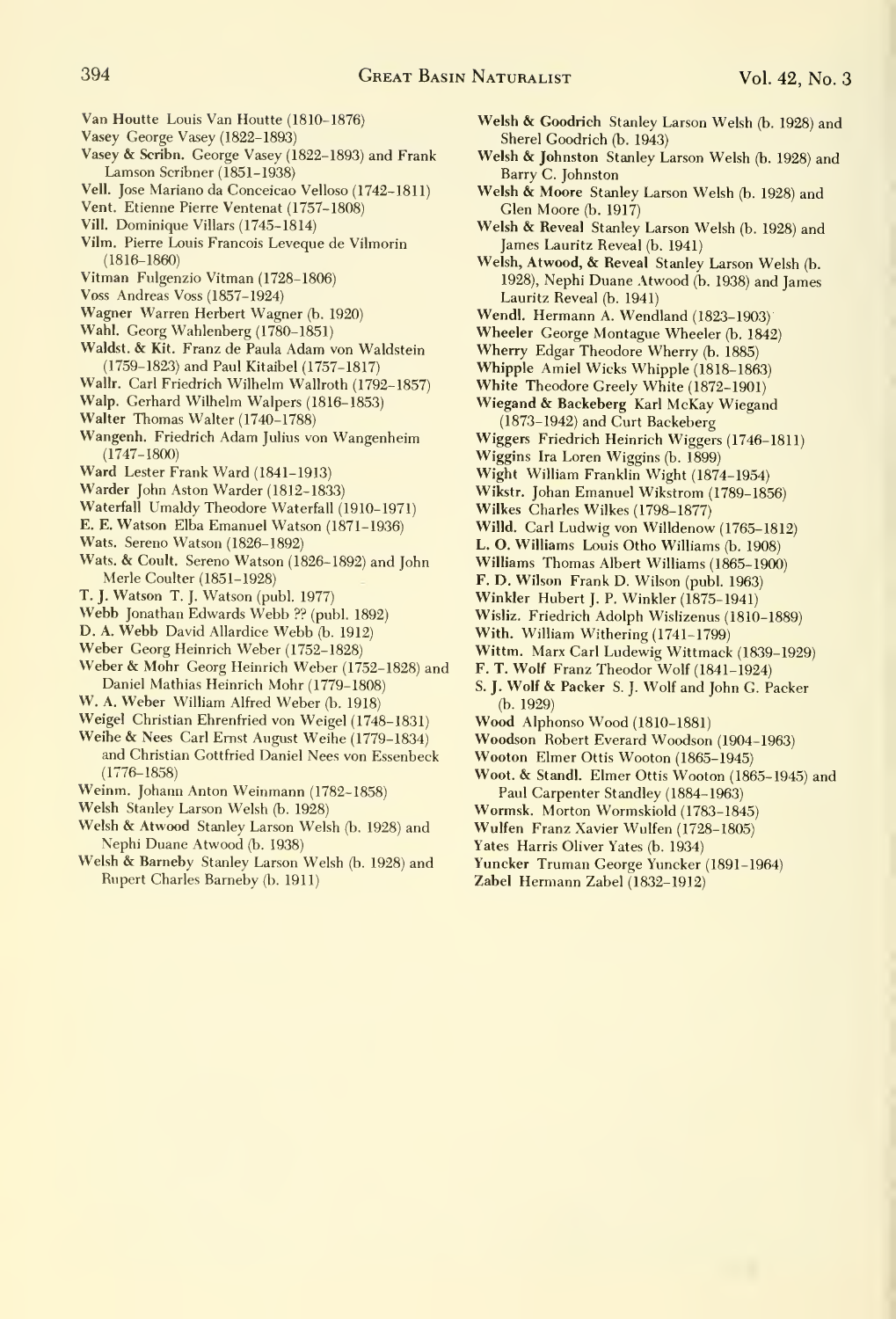**Van Houtte** Louis Van Houtte (1810–1876)

**Vasey** George Vasey (1822–1893)

**Vasey & Scribn.** George Vasey (1822–1893) and Frank Lamson Scribner (1851–1938)

**Vell.** Jose Mariano da Conceicao Velloso (1742–1811)

**Vent.** Etienne Pierre Ventenat (1757–1808)

**Vill.** Dominique Villars (1745–1814)

**Vilm.** Pierre Louis Francois Leveque de Vilmorin (1816–1860)

**Vitman** Fulgenzio Vitman (1728–1806)

**Voss** Andreas Voss (1857–1924)

**Wagner** Warren Herbert Wagner (b. 1920)

**Wahl.** Georg Wahlenberg (1780–1851)

**Waldst. & Kit.** Franz de Paula Adam von Waldstein (1759–1823) and Paul Kitaibel (1757–1817)

**Wallr.** Carl Friedrich Wilhelm Wallroth (1792–1857)

**Walp.** Gerhard Wilhelm Walpers (1816–1853)

**Walter** Thomas Walter (1740–1788)

**Wangenh.** Friedrich Adam Julius von Wangenheim (1747–1800)

**Ward** Lester Frank Ward (1841–1913)

**Warder** John Aston Warder (1812–1833)

**Waterfall** Umaldy Theodore Waterfall (1910–1971)

**E. E. Watson** Elba Emanuel Watson (1871–1936)

**Wats.** Sereno Watson (1826–1892)

**Wats. & Coult.** Sereno Watson (1826–1892) and John Merle Coulter (1851–1928)

**T. J. Watson** T. J. Watson (publ. 1977)

**Webb** Jonathan Edwards Webb ?? (publ. 1892)

**D. A. Webb** David Allardice Webb (b. 1912)

**Weber** Georg Heinrich Weber (1752–1828)

**Weber & Mohr** Georg Heinrich Weber (1752–1828) and Daniel Mathias Heinrich Mohr (1779–1808)

**W. A. Weber** William Alfred Weber (b. 1918)

**Weigel** Christian Ehrenfried von Weigel (1748–1831)

**Weihe & Nees** Carl Ernst August Weihe (1779–1834) and Christian Gottfried Daniel Nees von Essenbeck (1776–1858)

**Weinm.** Johann Anton Weinmann (1782–1858)

**Welsh** Stanley Larson Welsh (b. 1928)

**Welsh & Atwood** Stanley Larson Welsh (b. 1928) and Nephi Duane Atwood (b. 1938)

**Welsh & Barneby** Stanley Larson Welsh (b. 1928) and Rupert Charles Barneby (b. 1911)

**Welsh & Goodrich** Stanley Larson Welsh (b. 1928) and Sherel Goodrich (b. 1943)

**Welsh & Johnston** Stanley Larson Welsh (b. 1928) and Barry C. Johnston

**Welsh & Moore** Stanley Larson Welsh (b. 1928) and Glen Moore (b. 1917)

**Welsh & Reveal** Stanley Larson Welsh (b. 1928) and James Lauritz Reveal (b. 1941)

**Welsh, Atwood, & Reveal** Stanley Larson Welsh (b. 1928), Nephi Duane Atwood (b. 1938) and James Lauritz Reveal (b. 1941)

**Wendl.** Hermann A. Wendland (1823–1903)

**Wheeler** George Montague Wheeler (b. 1842)

**Wherry** Edgar Theodore Wherry (b. 1885)

**Whipple** Amiel Wicks Whipple (1818–1863)

**White** Theodore Greely White (1872–1901)

**Wiegand & Backeberg** Karl McKay Wiegand (1873–1942) and Curt Backeberg

**Wiggers** Friedrich Heinrich Wiggers (1746–1811)

**Wiggins** Ira Loren Wiggins (b. 1899)

**Wight** William Franklin Wight (1874–1954)

**Wikstr.** Johan Emanuel Wikstrom (1789–1856)

**Wilkes** Charles Wilkes (1798–1877)

**Willd.** Carl Ludwig von Willdenow (1765–1812)

**L. O. Williams** Louis Otho Williams (b. 1908)

**Williams** Thomas Albert Williams (1865–1900)

**F. D. Wilson** Frank D. Wilson (publ. 1963)

**Winkler** Hubert J. P. Winkler (1875–1941)

**Wisliz.** Friedrich Adolph Wislizenus (1810–1889)

**With.** William Withering (1741–1799)

**Wittm.** Marx Carl Ludewig Wittmack (1839–1929)

**F. T. Wolf** Franz Theodor Wolf (1841–1924)

**S. J. Wolf & Packer** S. J. Wolf and John G. Packer (b. 1929)

**Wood** Alphonso Wood (1810–1881)

**Woodson** Robert Everard Woodson (1904–1963)

**Wooton** Elmer Ottis Wooton (1865–1945)

**Woot. & Standl.** Elmer Ottis Wooton (1865–1945) and Paul Carpenter Standley (1884–1963)

**Wormsk.** Morton Wormskiold (1783–1845)

**Wulfen** Franz Xavier Wulfen (1728–1805)

**Yates** Harris Oliver Yates (b. 1934)

**Yuncker** Truman George Yuncker (1891–1964)

**Zabel** Hermann Zabel (1832–1912)